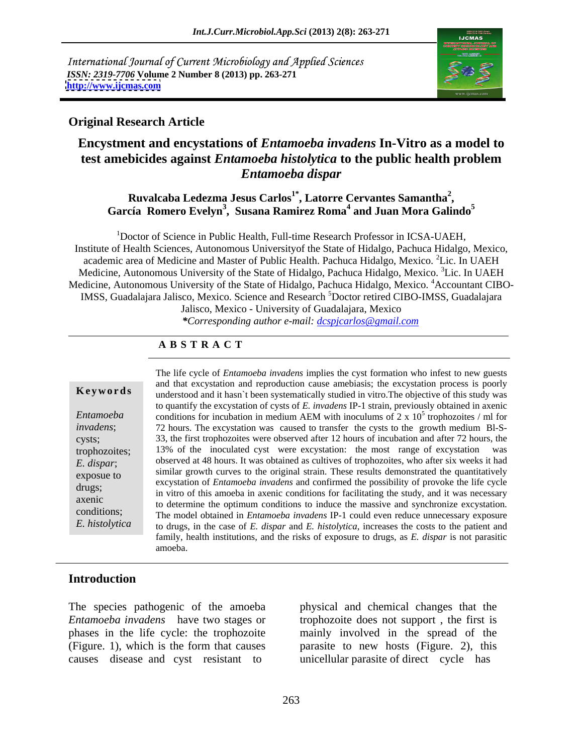International Journal of Current Microbiology and Applied Sciences
*ISSN: 2319-7706* **Volume 2 Number 8 (2013) pp. 263-271**
**http://www.ijcmas.com**

**Original Research Article**

# Encystment and encystations of *Entamoeba invadens* In-Vitro as a model to test amebicides against *Entamoeba histolytica* to the public health problem *Entamoeba dispar*

**Ruvalcaba Ledezma Jesus Carlos[1*], Latorre Cervantes Samantha[2], García Romero Evelyn[3], Susana Ramirez Roma[4] and Juan Mora Galindo[5]**

[1]Doctor of Science in Public Health, Full-time Research Professor in ICSA-UAEH, Institute of Health Sciences, Autonomous Universityof the State of Hidalgo, Pachuca Hidalgo, Mexico, academic area of Medicine and Master of Public Health. Pachuca Hidalgo, Mexico. [2]Lic. In UAEH Medicine, Autonomous University of the State of Hidalgo, Pachuca Hidalgo, Mexico. [3]Lic. In UAEH Medicine, Autonomous University of the State of Hidalgo, Pachuca Hidalgo, Mexico. [4]Accountant CIBO-IMSS, Guadalajara Jalisco, Mexico. Science and Research [5]Doctor retired CIBO-IMSS, Guadalajara Jalisco, Mexico - University of Guadalajara, Mexico

***Corresponding author e-mail:** *dcspjcarlos@gmail.com*

**A B S T R A C T**

**Keywords**

*Entamoeba invadens*; cysts; trophozoites; *E. dispar*; exposue to drugs; axenic conditions; *E. histolytica*

The life cycle of *Entamoeba invadens* implies the cyst formation who infest to new guests and that excystation and reproduction cause amebiasis; the excystation process is poorly understood and it hasn`t been systematically studied in vitro.The objective of this study was to quantify the excystation of cysts of *E. invadens* IP-1 strain, previously obtained in axenic conditions for incubation in medium AEM with inoculums of $2 \times 10^5$ trophozoites / ml for 72 hours. The excystation was caused to transfer the cysts to the growth medium Bl-S-33, the first trophozoites were observed after 12 hours of incubation and after 72 hours, the 13% of the inoculated cyst were excystation: the most range of excystation was observed at 48 hours. It was obtained as cultives of trophozoites, who after six weeks it had similar growth curves to the original strain. These results demonstrated the quantitatively excystation of *Entamoeba invadens* and confirmed the possibility of provoke the life cycle in vitro of this amoeba in axenic conditions for facilitating the study, and it was necessary to determine the optimum conditions to induce the massive and synchronize excystation. The model obtained in *Entamoeba invadens* IP-1 could even reduce unnecessary exposure to drugs, in the case of *E. dispar* and *E. histolytica*, increases the costs to the patient and family, health institutions, and the risks of exposure to drugs, as *E. dispar* is not parasitic amoeba.

## Introduction

The species pathogenic of the amoeba *Entamoeba invadens* have two stages or phases in the life cycle: the trophozoite (Figure. 1), which is the form that causes causes disease and cyst resistant to physical and chemical changes that the trophozoite does not support , the first is mainly involved in the spread of the parasite to new hosts (Figure. 2), this unicellular parasite of direct cycle has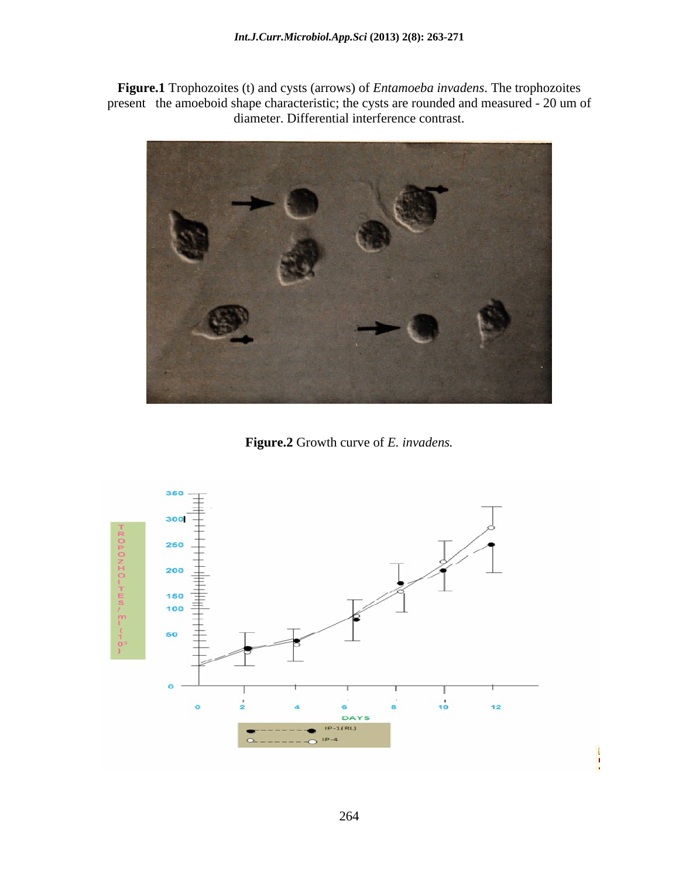**Figure.1** Trophozoites (t) and cysts (arrows) of *Entamoeba invadens*. The trophozoites present the amoeboid shape characteristic; the cysts are rounded and measured - 20 um of diameter. Differential interference contrast.

**Figure.2** Growth curve of *E. invadens.*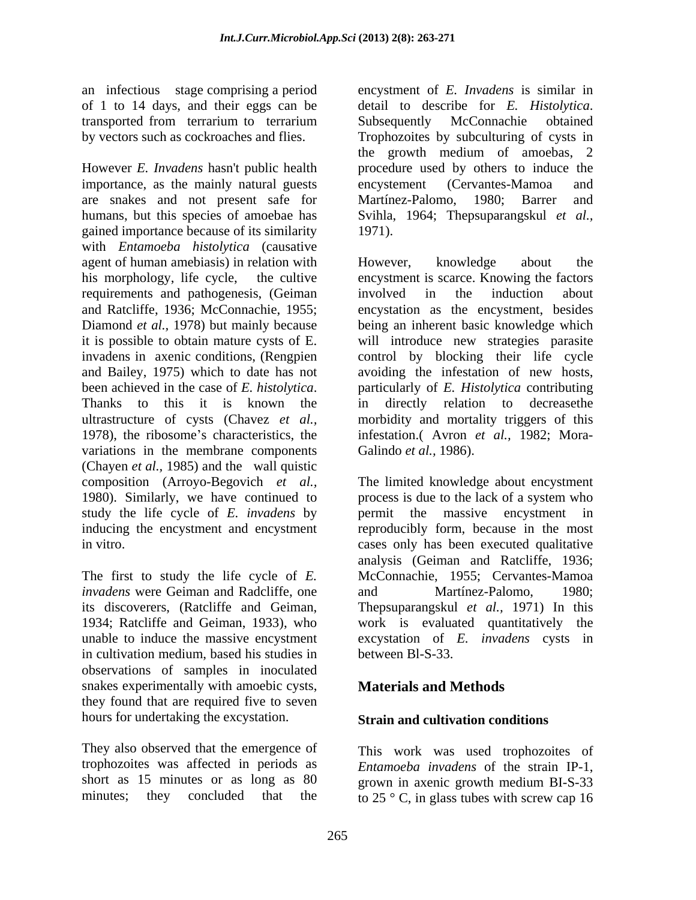an infectious stage comprising a period of 1 to 14 days, and their eggs can be transported from terrarium to terrarium by vectors such as cockroaches and flies.

However *E. Invadens* hasn't public health importance, as the mainly natural guests are snakes and not present safe for humans, but this species of amoebae has gained importance because of its similarity with *Entamoeba histolytica* (causative agent of human amebiasis) in relation with his morphology, life cycle, the cultive requirements and pathogenesis, (Geiman and Ratcliffe, 1936; McConnachie, 1955; Diamond *et al.,* 1978) but mainly because it is possible to obtain mature cysts of E. invadens in axenic conditions, (Rengpien and Bailey, 1975) which to date has not been achieved in the case of *E. histolytica*. Thanks to this it is known the ultrastructure of cysts (Chavez *et al.,* 1978), the ribosome's characteristics, the variations in the membrane components (Chayen *et al.*, 1985) and the wall quistic composition (Arroyo-Begovich *et al.,* 1980). Similarly, we have continued to study the life cycle of *E. invadens* by inducing the encystment and encystment in vitro.

The first to study the life cycle of *E. invadens* were Geiman and Radcliffe, one its discoverers, (Ratcliffe and Geiman, 1934; Ratcliffe and Geiman, 1933), who unable to induce the massive encystment in cultivation medium, based his studies in observations of samples in inoculated snakes experimentally with amoebic cysts, they found that are required five to seven hours for undertaking the excystation.

They also observed that the emergence of trophozoites was affected in periods as short as 15 minutes or as long as 80 minutes; they concluded that the encystment of *E. Invadens* is similar in detail to describe for *E. Histolytica.* Subsequently McConnachie obtained Trophozoites by subculturing of cysts in the growth medium of amoebas, 2 procedure used by others to induce the encystement (Cervantes-Mamoa and Martínez-Palomo, 1980; Barrer and Svihla, 1964; Thepsuparangskul *et al.,* 1971).

However, knowledge about the encystment is scarce. Knowing the factors involved in the induction about encystation as the encystment, besides being an inherent basic knowledge which will introduce new strategies parasite control by blocking their life cycle avoiding the infestation of new hosts, particularly of *E. Histolytica* contributing in directly relation to decreasethe morbidity and mortality triggers of this infestation.( Avron *et al.,* 1982; Mora-Galindo *et al.,* 1986).

The limited knowledge about encystment process is due to the lack of a system who permit the massive encystment in reproducibly form, because in the most cases only has been executed qualitative analysis (Geiman and Ratcliffe, 1936; McConnachie, 1955; Cervantes-Mamoa and Martínez-Palomo, 1980; Thepsuparangskul *et al.,* 1971) In this work is evaluated quantitatively the excystation of *E. invadens* cysts in between Bl-S-33.

## Materials and Methods

### Strain and cultivation conditions

This work was used trophozoites of *Entamoeba invadens* of the strain IP-1, grown in axenic growth medium BI-S-33 to 25 ° C, in glass tubes with screw cap 16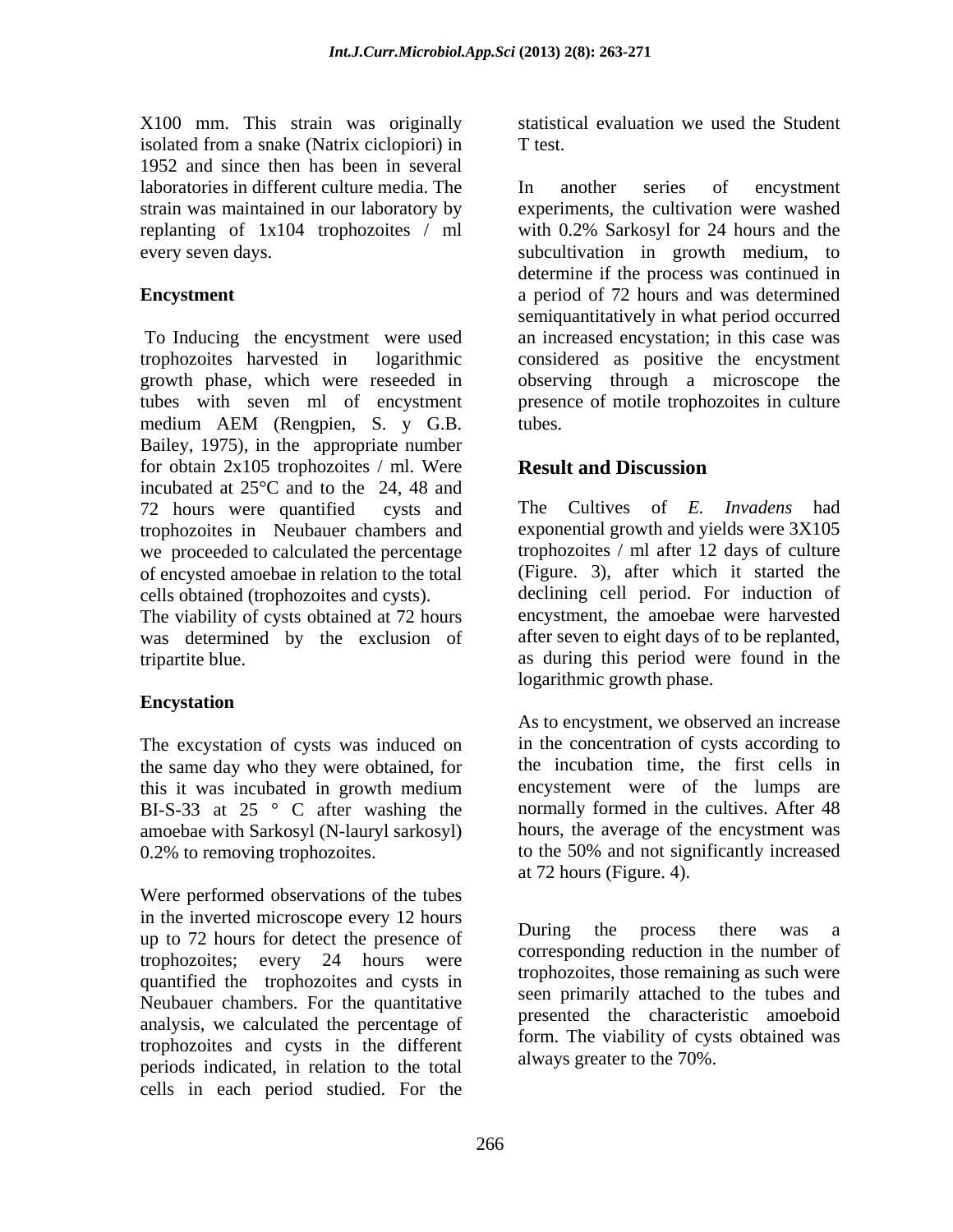X100 mm. This strain was originally isolated from a snake (Natrix ciclopiori) in 1952 and since then has been in several laboratories in different culture media. The strain was maintained in our laboratory by replanting of 1x104 trophozoites / ml every seven days.

### Encystment

To Inducing the encystment were used trophozoites harvested in logarithmic growth phase, which were reseeded in tubes with seven ml of encystment medium AEM (Rengpien, S. y G.B. Bailey, 1975), in the appropriate number for obtain 2x105 trophozoites / ml. Were incubated at 25°C and to the 24, 48 and 72 hours were quantified cysts and trophozoites in Neubauer chambers and we proceeded to calculated the percentage of encysted amoebae in relation to the total cells obtained (trophozoites and cysts). The viability of cysts obtained at 72 hours was determined by the exclusion of tripartite blue.

### Encystation

The excystation of cysts was induced on the same day who they were obtained, for this it was incubated in growth medium BI-S-33 at 25 ° C after washing the amoebae with Sarkosyl (N-lauryl sarkosyl) 0.2% to removing trophozoites.

Were performed observations of the tubes in the inverted microscope every 12 hours up to 72 hours for detect the presence of trophozoites; every 24 hours were quantified the trophozoites and cysts in Neubauer chambers. For the quantitative analysis, we calculated the percentage of trophozoites and cysts in the different periods indicated, in relation to the total cells in each period studied. For the statistical evaluation we used the Student T test.

In another series of encystment experiments, the cultivation were washed with 0.2% Sarkosyl for 24 hours and the subcultivation in growth medium, to determine if the process was continued in a period of 72 hours and was determined semiquantitatively in what period occurred an increased encystation; in this case was considered as positive the encystment observing through a microscope the presence of motile trophozoites in culture tubes.

## Result and Discussion

The Cultives of *E. Invadens* had exponential growth and yields were 3X105 trophozoites / ml after 12 days of culture (Figure. 3), after which it started the declining cell period. For induction of encystment, the amoebae were harvested after seven to eight days of to be replanted, as during this period were found in the logarithmic growth phase.

As to encystment, we observed an increase in the concentration of cysts according to the incubation time, the first cells in encystement were of the lumps are normally formed in the cultives. After 48 hours, the average of the encystment was to the 50% and not significantly increased at 72 hours (Figure. 4).

During the process there was a corresponding reduction in the number of trophozoites, those remaining as such were seen primarily attached to the tubes and presented the characteristic amoeboid form. The viability of cysts obtained was always greater to the 70%.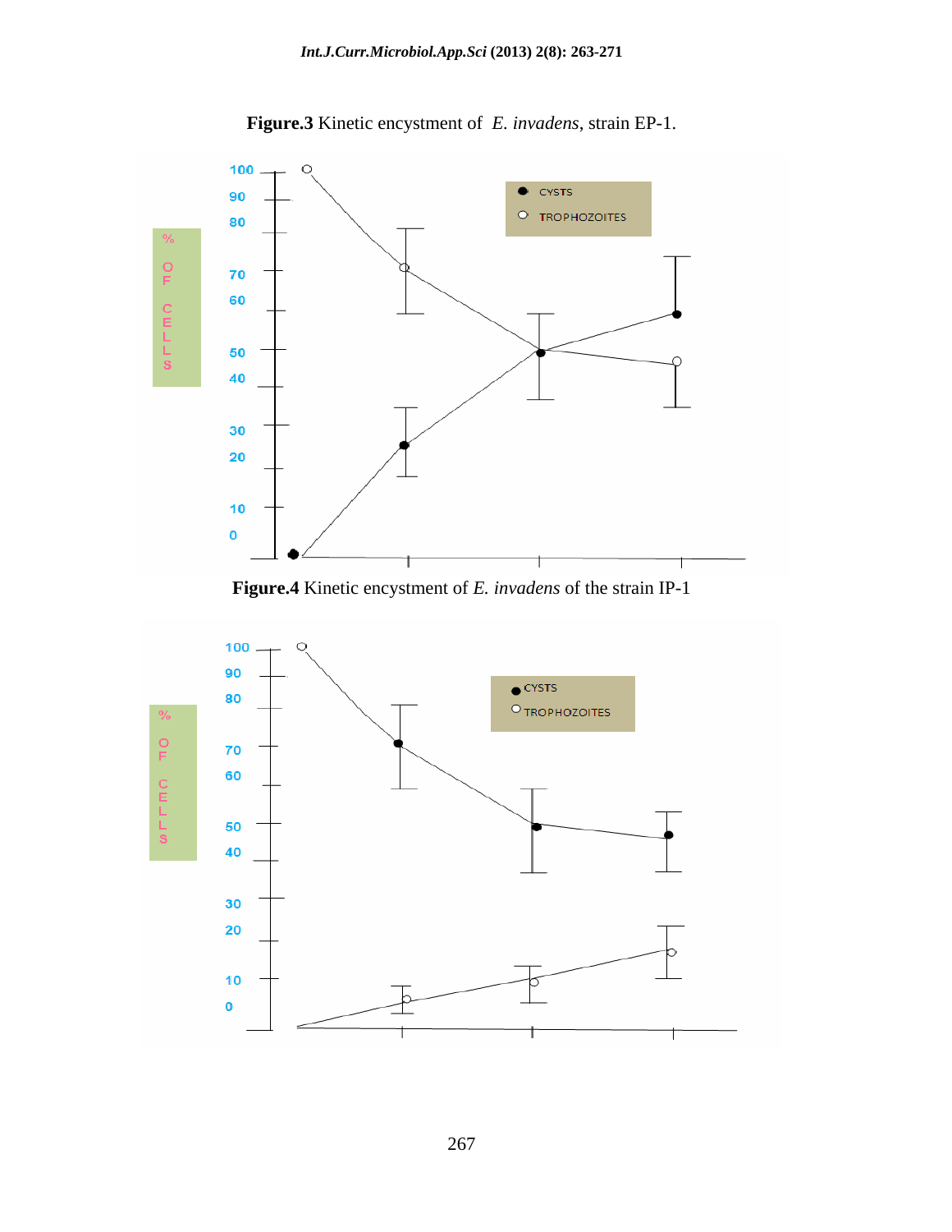**Figure.3** Kinetic encystment of *E. invadens*, strain EP-1.

**Figure.4** Kinetic encystment of *E. invadens* of the strain IP-1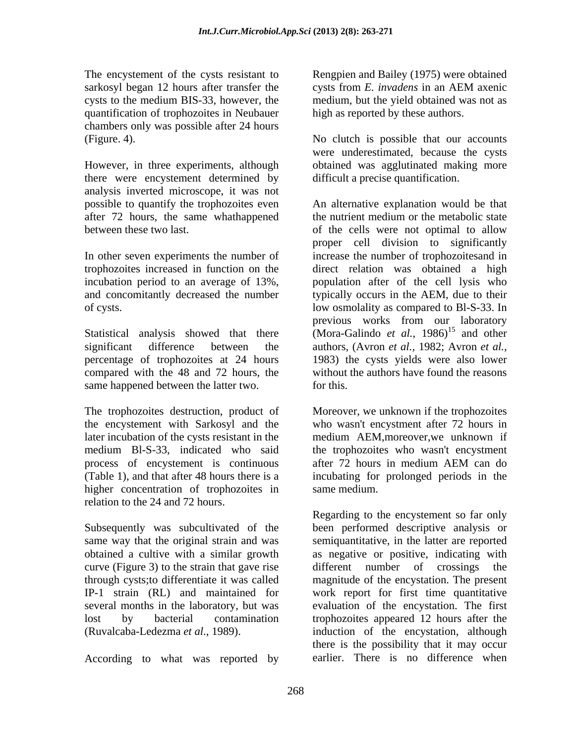The encystement of the cysts resistant to sarkosyl began 12 hours after transfer the cysts to the medium BIS-33, however, the quantification of trophozoites in Neubauer chambers only was possible after 24 hours (Figure. 4).

However, in three experiments, although there were encystement determined by analysis inverted microscope, it was not possible to quantify the trophozoites even after 72 hours, the same whathappened between these two last.

In other seven experiments the number of trophozoites increased in function on the incubation period to an average of 13%, and concomitantly decreased the number of cysts.

Statistical analysis showed that there significant difference between the percentage of trophozoites at 24 hours compared with the 48 and 72 hours, the same happened between the latter two.

The trophozoites destruction, product of the encystement with Sarkosyl and the later incubation of the cysts resistant in the medium Bl-S-33, indicated who said process of encystement is continuous (Table 1), and that after 48 hours there is a higher concentration of trophozoites in relation to the 24 and 72 hours.

Subsequently was subcultivated of the same way that the original strain and was obtained a cultive with a similar growth curve (Figure 3) to the strain that gave rise through cysts;to differentiate it was called IP-1 strain (RL) and maintained for several months in the laboratory, but was lost by bacterial contamination (Ruvalcaba-Ledezma *et al*., 1989).

According to what was reported by Rengpien and Bailey (1975) were obtained cysts from *E. invadens* in an AEM axenic medium, but the yield obtained was not as high as reported by these authors.

No clutch is possible that our accounts were underestimated, because the cysts obtained was agglutinated making more difficult a precise quantification.

An alternative explanation would be that the nutrient medium or the metabolic state of the cells were not optimal to allow proper cell division to significantly increase the number of trophozoitesand in direct relation was obtained a high population after of the cell lysis who typically occurs in the AEM, due to their low osmolality as compared to Bl-S-33. In previous works from our laboratory (Mora-Galindo *et al.,* 1986)[15] and other authors, (Avron *et al.,* 1982; Avron *et al.,* 1983) the cysts yields were also lower without the authors have found the reasons for this.

Moreover, we unknown if the trophozoites who wasn't encystment after 72 hours in medium AEM,moreover,we unknown if the trophozoites who wasn't encystment after 72 hours in medium AEM can do incubating for prolonged periods in the same medium.

Regarding to the encystement so far only been performed descriptive analysis or semiquantitative, in the latter are reported as negative or positive, indicating with different number of crossings the magnitude of the encystation. The present work report for first time quantitative evaluation of the encystation. The first trophozoites appeared 12 hours after the induction of the encystation, although there is the possibility that it may occur earlier. There is no difference when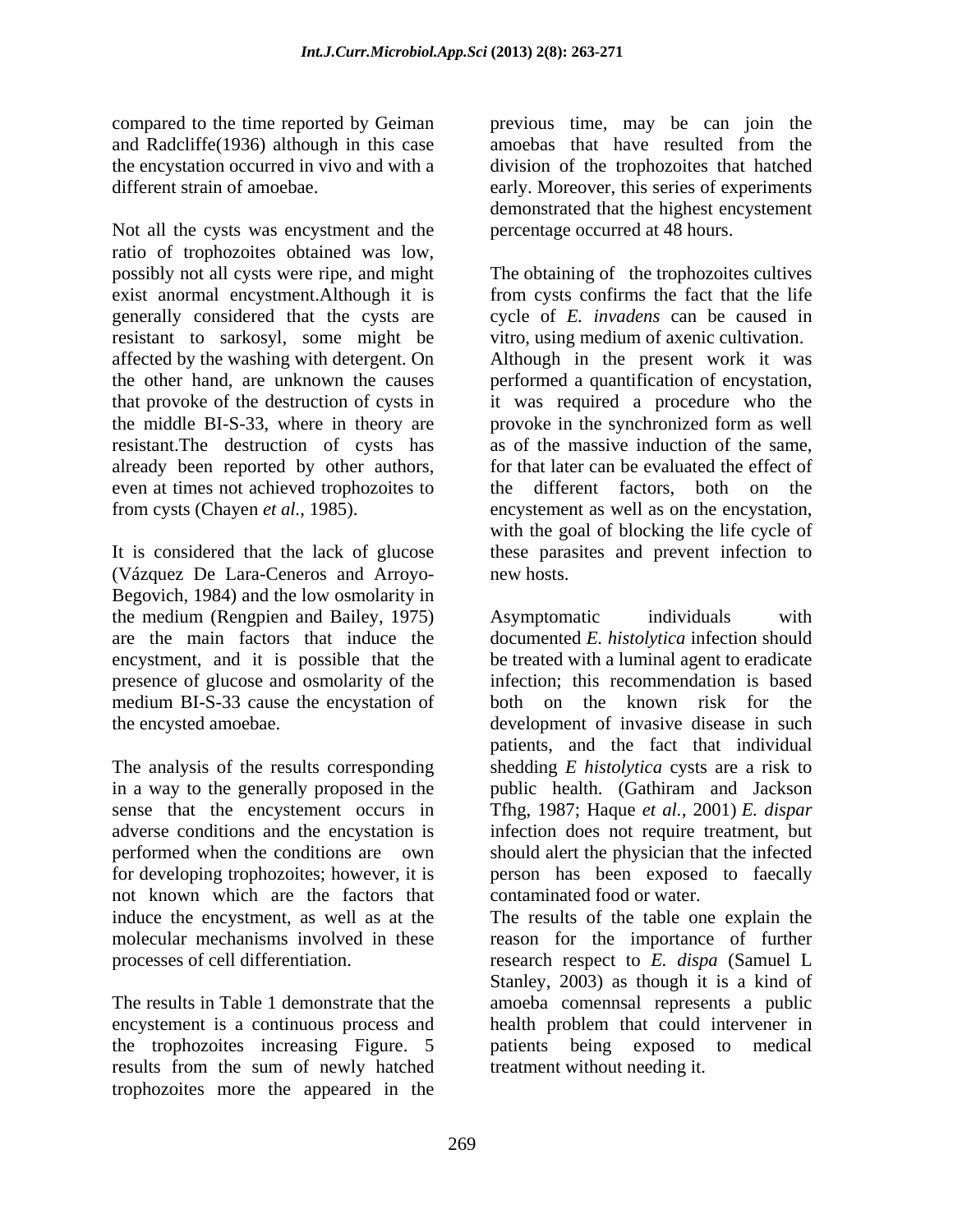compared to the time reported by Geiman and Radcliffe(1936) although in this case the encystation occurred in vivo and with a different strain of amoebae.

Not all the cysts was encystment and the ratio of trophozoites obtained was low, possibly not all cysts were ripe, and might exist anormal encystment.Although it is generally considered that the cysts are resistant to sarkosyl, some might be affected by the washing with detergent. On the other hand, are unknown the causes that provoke of the destruction of cysts in the middle BI-S-33, where in theory are resistant.The destruction of cysts has already been reported by other authors, even at times not achieved trophozoites to from cysts (Chayen *et al.,* 1985).

It is considered that the lack of glucose (Vázquez De Lara-Ceneros and Arroyo-Begovich, 1984) and the low osmolarity in the medium (Rengpien and Bailey, 1975) are the main factors that induce the encystment, and it is possible that the presence of glucose and osmolarity of the medium BI-S-33 cause the encystation of the encysted amoebae.

The analysis of the results corresponding in a way to the generally proposed in the sense that the encystement occurs in adverse conditions and the encystation is performed when the conditions are own for developing trophozoites; however, it is not known which are the factors that induce the encystment, as well as at the molecular mechanisms involved in these processes of cell differentiation.

The results in Table 1 demonstrate that the encystement is a continuous process and the trophozoites increasing Figure. 5 results from the sum of newly hatched trophozoites more the appeared in the previous time, may be can join the amoebas that have resulted from the division of the trophozoites that hatched early. Moreover, this series of experiments demonstrated that the highest encystement percentage occurred at 48 hours.

The obtaining of the trophozoites cultives from cysts confirms the fact that the life cycle of *E. invadens* can be caused in vitro, using medium of axenic cultivation. Although in the present work it was performed a quantification of encystation, it was required a procedure who the provoke in the synchronized form as well as of the massive induction of the same, for that later can be evaluated the effect of the different factors, both on the encystement as well as on the encystation, with the goal of blocking the life cycle of these parasites and prevent infection to new hosts.

Asymptomatic individuals with documented *E. histolytica* infection should be treated with a luminal agent to eradicate infection; this recommendation is based both on the known risk for the development of invasive disease in such patients, and the fact that individual shedding *E histolytica* cysts are a risk to public health. (Gathiram and Jackson Tfhg, 1987; Haque *et al.,* 2001) *E. dispar* infection does not require treatment, but should alert the physician that the infected person has been exposed to faecally contaminated food or water.

The results of the table one explain the reason for the importance of further research respect to *E. dispa* (Samuel L Stanley, 2003) as though it is a kind of amoeba comennsal represents a public health problem that could intervener in patients being exposed to medical treatment without needing it.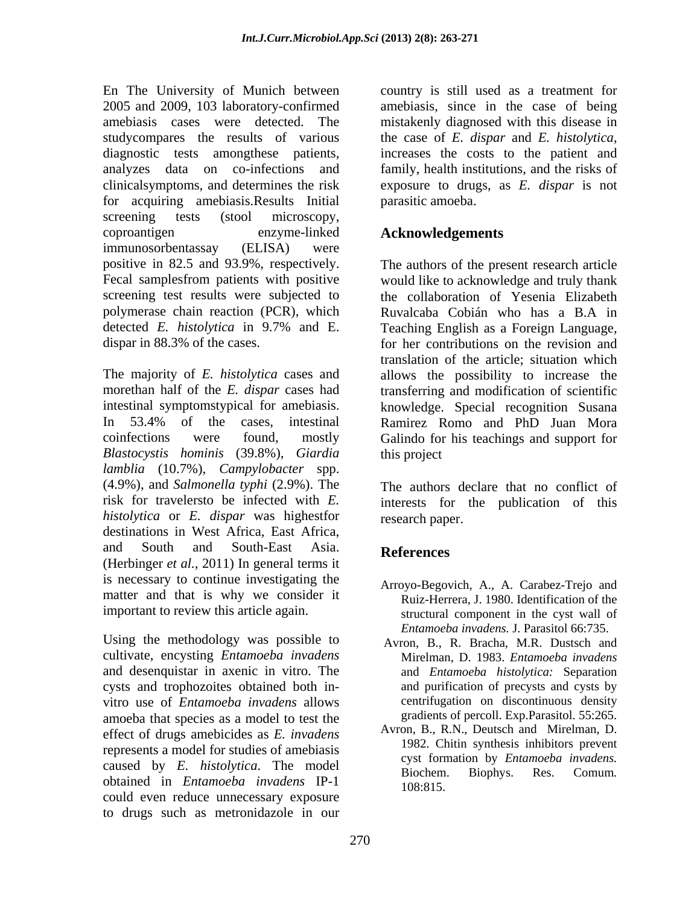En The University of Munich between 2005 and 2009, 103 laboratory-confirmed amebiasis cases were detected. The studycompares the results of various diagnostic tests amongthese patients, analyzes data on co-infections and clinicalsymptoms, and determines the risk for acquiring amebiasis.Results Initial screening tests (stool microscopy, coproantigen enzyme-linked immunosorbentassay (ELISA) were positive in 82.5 and 93.9%, respectively. Fecal samplesfrom patients with positive screening test results were subjected to polymerase chain reaction (PCR), which detected *E. histolytica* in 9.7% and E. dispar in 88.3% of the cases.

The majority of *E. histolytica* cases and morethan half of the *E. dispar* cases had intestinal symptomstypical for amebiasis. In 53.4% of the cases, intestinal coinfections were found, mostly *Blastocystis hominis* (39.8%), *Giardia lamblia* (10.7%), *Campylobacter* spp. (4.9%), and *Salmonella typhi* (2.9%). The risk for travelersto be infected with *E. histolytica* or *E. dispar* was highestfor destinations in West Africa, East Africa, and South and South-East Asia. (Herbinger *et al.*, 2011) In general terms it is necessary to continue investigating the matter and that is why we consider it important to review this article again.

Using the methodology was possible to cultivate, encysting *Entamoeba invadens* and desenquistar in axenic in vitro. The cysts and trophozoites obtained both in-vitro use of *Entamoeba invadens* allows amoeba that species as a model to test the effect of drugs amebicides as *E. invadens* represents a model for studies of amebiasis caused by *E. histolytica*. The model obtained in *Entamoeba invadens* IP-1 could even reduce unnecessary exposure to drugs such as metronidazole in our country is still used as a treatment for amebiasis, since in the case of being mistakenly diagnosed with this disease in the case of *E. dispar* and *E. histolytica*, increases the costs to the patient and family, health institutions, and the risks of exposure to drugs, as *E. dispar* is not parasitic amoeba.

## Acknowledgements

The authors of the present research article would like to acknowledge and truly thank the collaboration of Yesenia Elizabeth Ruvalcaba Cobián who has a B.A in Teaching English as a Foreign Language, for her contributions on the revision and translation of the article; situation which allows the possibility to increase the transferring and modification of scientific knowledge. Special recognition Susana Ramirez Romo and PhD Juan Mora Galindo for his teachings and support for this project

The authors declare that no conflict of interests for the publication of this research paper.

## References

Arroyo-Begovich, A., A. Carabez-Trejo and Ruiz-Herrera, J. 1980. Identification of the structural component in the cyst wall of *Entamoeba invadens.* J. Parasitol 66:735.

Avron, B., R. Bracha, M.R. Dustsch and Mirelman, D. 1983. *Entamoeba invadens* and *Entamoeba histolytica:* Separation and purification of precysts and cysts by centrifugation on discontinuous density gradients of percoll. Exp.Parasitol. 55:265.

Avron, B., R.N., Deutsch and Mirelman, D. 1982. Chitin synthesis inhibitors prevent cyst formation by *Entamoeba invadens.* Biochem. Biophys. Res. Comum. 108:815.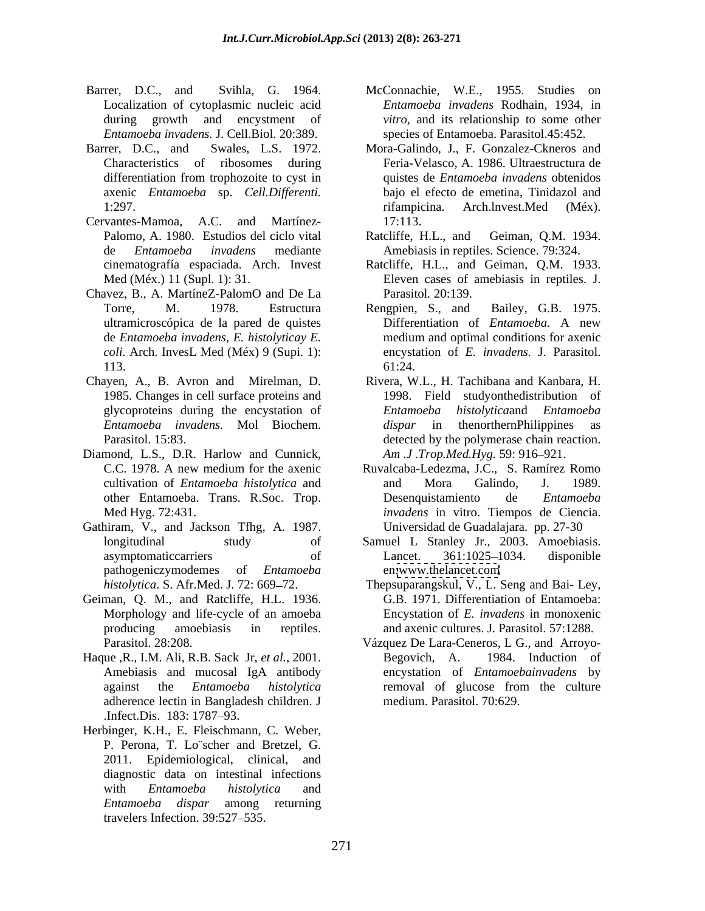Barrer, D.C., and Svihla, G. 1964. Localization of cytoplasmic nucleic acid during growth and encystment of *Entamoeba invadens.* J. Cell.Biol. 20:389.

Barrer, D.C., and Swales, L.S. 1972. Characteristics of ribosomes during differentiation from trophozoite to cyst in axenic *Entamoeba* sp. *Cell.Differenti.* 1:297.

Cervantes-Mamoa, A.C. and Martínez-Palomo, A. 1980. Estudios del ciclo vital de *Entamoeba invadens* mediante cinematografía espaciada. Arch. Invest Med (Méx.) 11 (Supl. 1): 31.

Chavez, B., A. MartíneZ-PalomO and De La Torre, M. 1978. Estructura ultramicroscópica de la pared de quistes de *Entamoeba invadens, E. histolyticay E. coli.* Arch. InvesL Med (Méx) 9 (Supi. 1): 113.

Chayen, A., B. Avron and Mirelman, D. 1985. Changes in cell surface proteins and glycoproteins during the encystation of *Entamoeba invadens.* Mol Biochem. Parasitol. 15:83.

Diamond, L.S., D.R. Harlow and Cunnick, C.C. 1978. A new medium for the axenic cultivation of *Entamoeba histolytica* and other Entamoeba. Trans. R.Soc. Trop. Med Hyg. 72:431.

Gathiram, V., and Jackson Tfhg, A. 1987. longitudinal study of asymptomaticcarriers of pathogeniczymodemes of *Entamoeba histolytica*. S. Afr.Med. J. 72: 669–72.

Geiman, Q. M., and Ratcliffe, H.L. 1936. Morphology and life-cycle of an amoeba producing amoebiasis in reptiles. Parasitol. 28:208.

Haque ,R., I.M. Ali, R.B. Sack Jr, *et al.,* 2001. Amebiasis and mucosal IgA antibody against the *Entamoeba histolytica* adherence lectin in Bangladesh children. J .Infect.Dis. 183: 1787–93.

Herbinger, K.H., E. Fleischmann, C. Weber, P. Perona, T. Lo¨scher and Bretzel, G. 2011. Epidemiological, clinical, and diagnostic data on intestinal infections with *Entamoeba histolytica* and *Entamoeba dispar* among returning travelers Infection. 39:527–535.

McConnachie, W.E., 1955. Studies on *Entamoeba invadens* Rodhain, 1934, in *vitro,* and its relationship to some other species of Entamoeba. Parasitol.45:452.

Mora-Galindo, J., F. Gonzalez-Ckneros and Feria-Velasco, A. 1986. Ultraestructura de quistes de *Entamoeba invadens* obtenidos bajo el efecto de emetina, Tinidazol and rifampicina. Arch.lnvest.Med (Méx). 17:113.

Ratcliffe, H.L., and Geiman, Q.M. 1934. Amebiasis in reptiles. Science. 79:324.

Ratcliffe, H.L., and Geiman, Q.M. 1933. Eleven cases of amebiasis in reptiles. J. Parasitol*.* 20:139.

Rengpien, S., and Bailey, G.B. 1975. Differentiation of *Entamoeba.* A new medium and optimal conditions for axenic encystation of *E. invadens.* J. Parasitol. 61:24.

Rivera, W.L., H. Tachibana and Kanbara, H. 1998. Field studyonthedistribution of *Entamoeba histolytica*and *Entamoeba dispar* in thenorthernPhilippines as detected by the polymerase chain reaction. *Am .J .Trop.Med.Hyg.* 59: 916–921.

Ruvalcaba-Ledezma, J.C., S. Ramírez Romo and Mora Galindo, J. 1989. Desenquistamiento de *Entamoeba invadens* in vitro. Tiempos de Ciencia. Universidad de Guadalajara. pp. 27-30

Samuel L Stanley Jr., 2003. Amoebiasis. Lancet. 361:1025–1034. disponible en www.thelancet.com

Thepsuparangskul, V., L. Seng and Bai- Ley, G.B. 1971. Differentiation of Entamoeba: Encystation of *E. invadens* in monoxenic and axenic cultures. J. Parasitol. 57:1288.

Vázquez De Lara-Ceneros, L G., and Arroyo-Begovich, A. 1984. Induction of encystation of *Entamoebainvadens* by removal of glucose from the culture medium. Parasitol. 70:629.